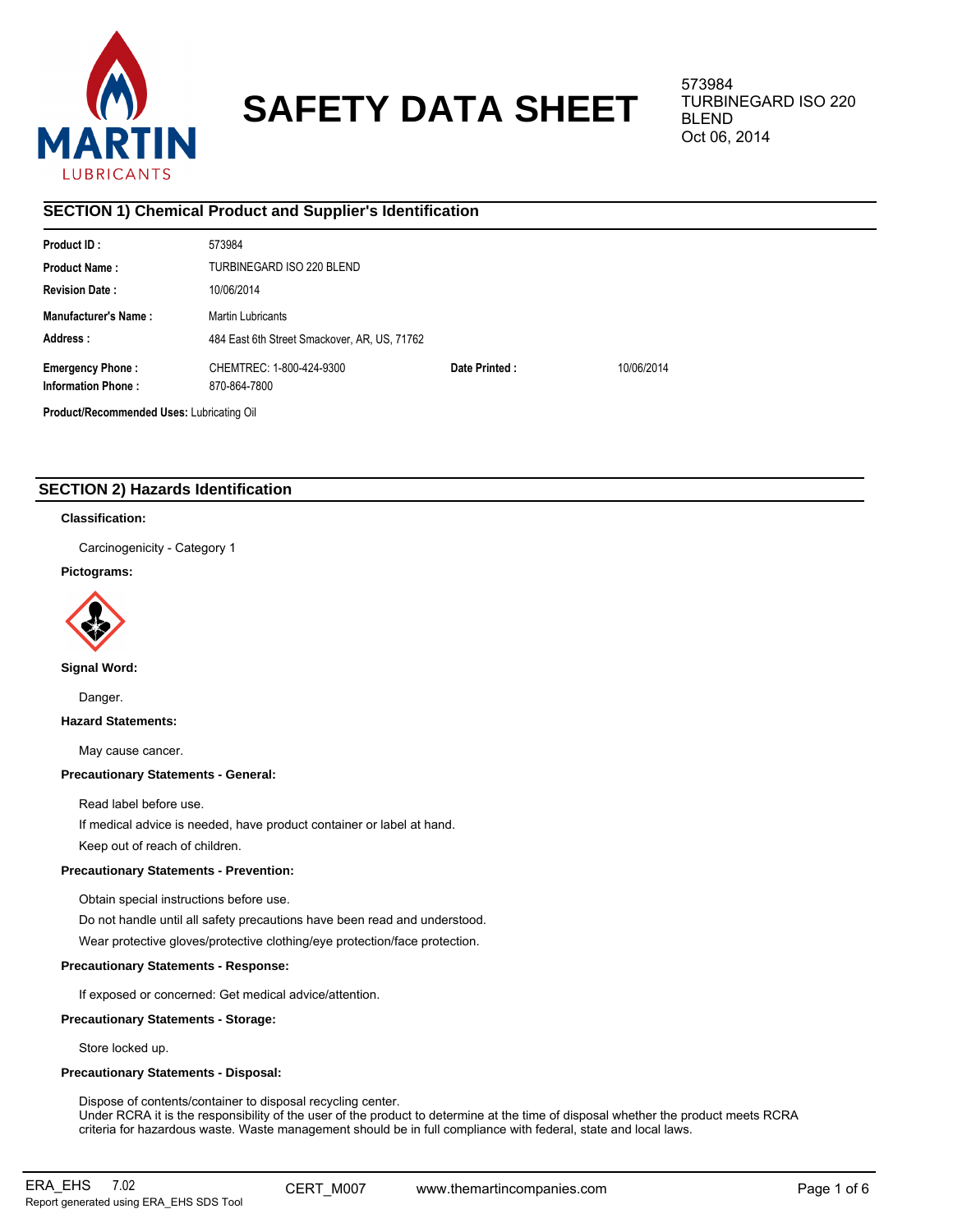# SAFETY DATA SHEET

573984
TURBINEGARD ISO 220 BLEND
Oct 06, 2014

## SECTION 1) Chemical Product and Supplier's Identification

| | | | |
|---|---|---|---|
| **Product ID :** | 573984 | | |
| **Product Name :** | TURBINEGARD ISO 220 BLEND | | |
| **Revision Date :** | 10/06/2014 | | |
| **Manufacturer's Name :** | Martin Lubricants | | |
| **Address :** | 484 East 6th Street Smackover, AR, US, 71762 | | |
| **Emergency Phone :** | CHEMTREC: 1-800-424-9300 | **Date Printed :** | 10/06/2014 |
| **Information Phone :** | 870-864-7800 | | |

**Product/Recommended Uses:** Lubricating Oil

## SECTION 2) Hazards Identification

**Classification:**

Carcinogenicity - Category 1

**Pictograms:**

**Signal Word:**

Danger.

**Hazard Statements:**

May cause cancer.

**Precautionary Statements - General:**

Read label before use.

If medical advice is needed, have product container or label at hand.

Keep out of reach of children.

**Precautionary Statements - Prevention:**

Obtain special instructions before use.

Do not handle until all safety precautions have been read and understood.

Wear protective gloves/protective clothing/eye protection/face protection.

**Precautionary Statements - Response:**

If exposed or concerned: Get medical advice/attention.

**Precautionary Statements - Storage:**

Store locked up.

**Precautionary Statements - Disposal:**

Dispose of contents/container to disposal recycling center.
Under RCRA it is the responsibility of the user of the product to determine at the time of disposal whether the product meets RCRA criteria for hazardous waste. Waste management should be in full compliance with federal, state and local laws.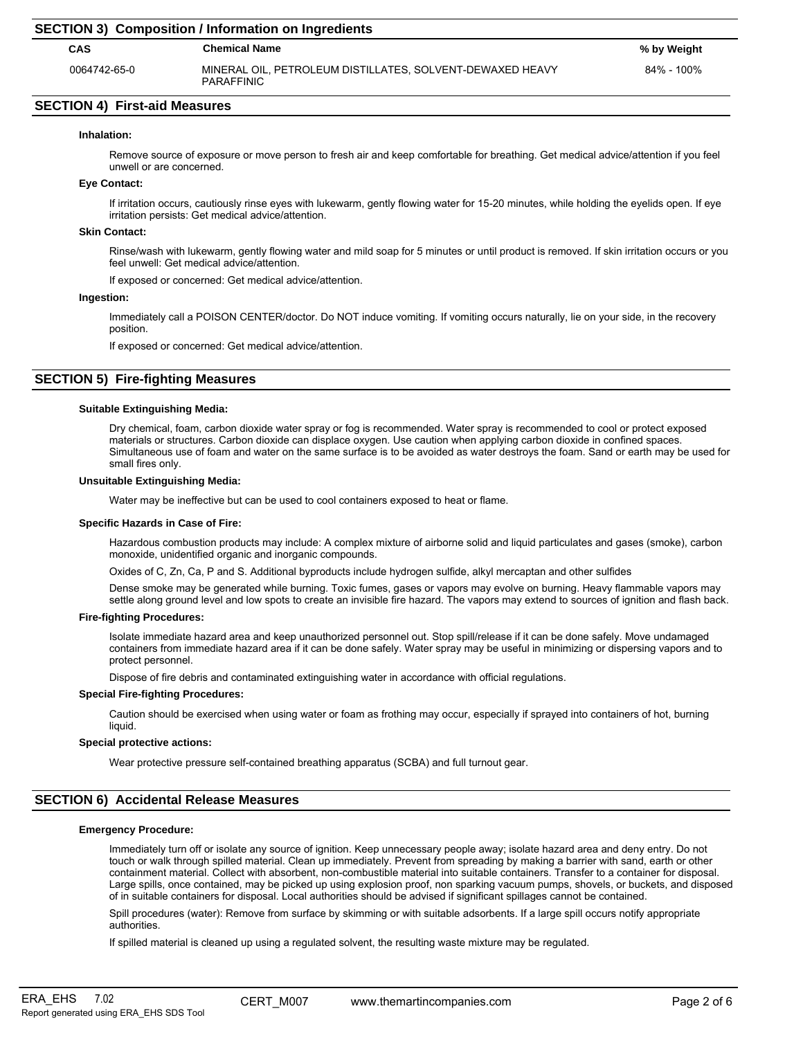## SECTION 3) Composition / Information on Ingredients

| CAS | Chemical Name | % by Weight |
|---|---|---|
| 0064742-65-0 | MINERAL OIL, PETROLEUM DISTILLATES, SOLVENT-DEWAXED HEAVY PARAFFINIC | 84% - 100% |

## SECTION 4) First-aid Measures

**Inhalation:**

Remove source of exposure or move person to fresh air and keep comfortable for breathing. Get medical advice/attention if you feel unwell or are concerned.

**Eye Contact:**

If irritation occurs, cautiously rinse eyes with lukewarm, gently flowing water for 15-20 minutes, while holding the eyelids open. If eye irritation persists: Get medical advice/attention.

**Skin Contact:**

Rinse/wash with lukewarm, gently flowing water and mild soap for 5 minutes or until product is removed. If skin irritation occurs or you feel unwell: Get medical advice/attention.

If exposed or concerned: Get medical advice/attention.

**Ingestion:**

Immediately call a POISON CENTER/doctor. Do NOT induce vomiting. If vomiting occurs naturally, lie on your side, in the recovery position.

If exposed or concerned: Get medical advice/attention.

## SECTION 5) Fire-fighting Measures

**Suitable Extinguishing Media:**

Dry chemical, foam, carbon dioxide water spray or fog is recommended. Water spray is recommended to cool or protect exposed materials or structures. Carbon dioxide can displace oxygen. Use caution when applying carbon dioxide in confined spaces. Simultaneous use of foam and water on the same surface is to be avoided as water destroys the foam. Sand or earth may be used for small fires only.

**Unsuitable Extinguishing Media:**

Water may be ineffective but can be used to cool containers exposed to heat or flame.

**Specific Hazards in Case of Fire:**

Hazardous combustion products may include: A complex mixture of airborne solid and liquid particulates and gases (smoke), carbon monoxide, unidentified organic and inorganic compounds.

Oxides of C, Zn, Ca, P and S. Additional byproducts include hydrogen sulfide, alkyl mercaptan and other sulfides

Dense smoke may be generated while burning. Toxic fumes, gases or vapors may evolve on burning. Heavy flammable vapors may settle along ground level and low spots to create an invisible fire hazard. The vapors may extend to sources of ignition and flash back.

**Fire-fighting Procedures:**

Isolate immediate hazard area and keep unauthorized personnel out. Stop spill/release if it can be done safely. Move undamaged containers from immediate hazard area if it can be done safely. Water spray may be useful in minimizing or dispersing vapors and to protect personnel.

Dispose of fire debris and contaminated extinguishing water in accordance with official regulations.

**Special Fire-fighting Procedures:**

Caution should be exercised when using water or foam as frothing may occur, especially if sprayed into containers of hot, burning liquid.

**Special protective actions:**

Wear protective pressure self-contained breathing apparatus (SCBA) and full turnout gear.

## SECTION 6) Accidental Release Measures

**Emergency Procedure:**

Immediately turn off or isolate any source of ignition. Keep unnecessary people away; isolate hazard area and deny entry. Do not touch or walk through spilled material. Clean up immediately. Prevent from spreading by making a barrier with sand, earth or other containment material. Collect with absorbent, non-combustible material into suitable containers. Transfer to a container for disposal. Large spills, once contained, may be picked up using explosion proof, non sparking vacuum pumps, shovels, or buckets, and disposed of in suitable containers for disposal. Local authorities should be advised if significant spillages cannot be contained.

Spill procedures (water): Remove from surface by skimming or with suitable adsorbents. If a large spill occurs notify appropriate authorities.

If spilled material is cleaned up using a regulated solvent, the resulting waste mixture may be regulated.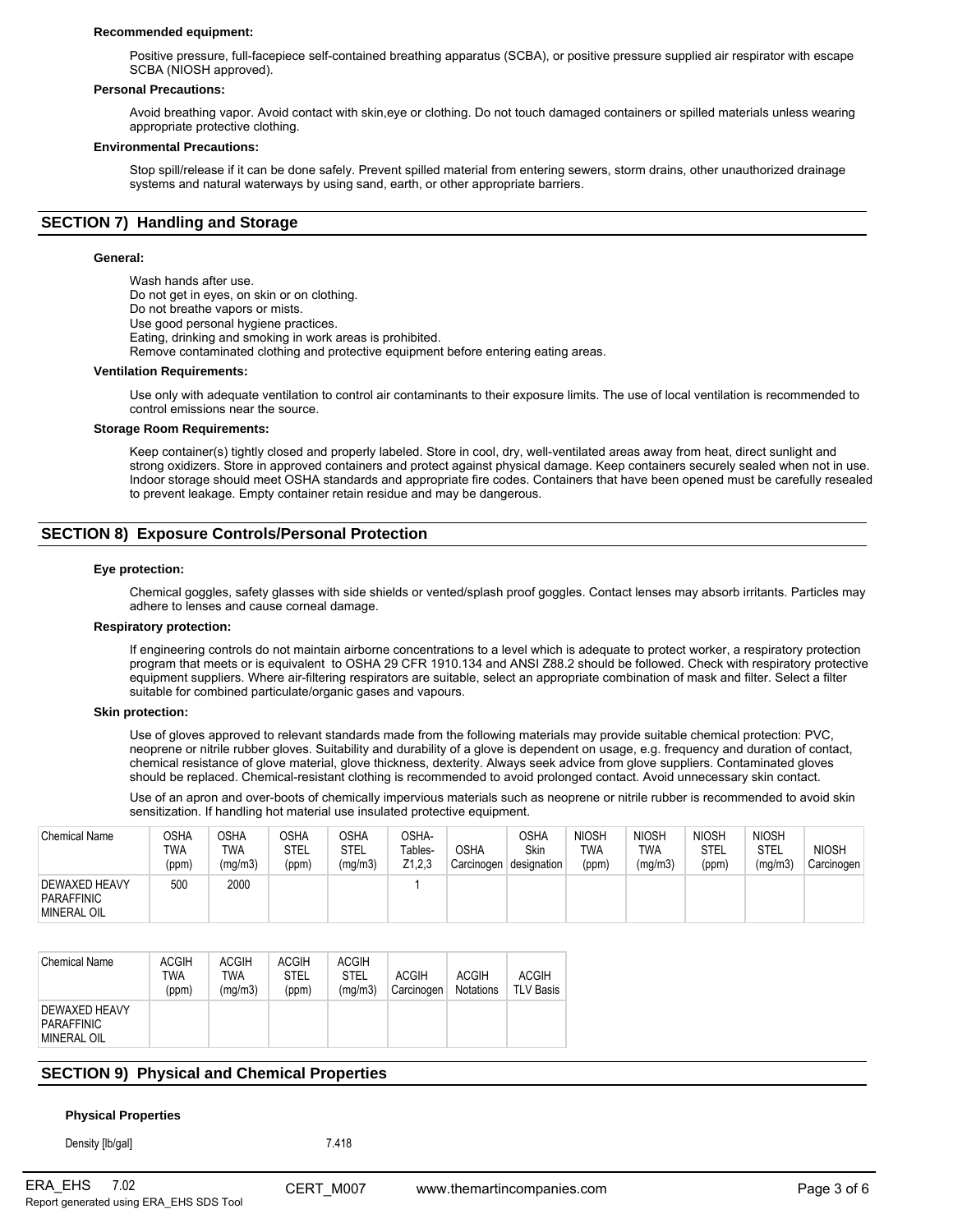**Recommended equipment:**

Positive pressure, full-facepiece self-contained breathing apparatus (SCBA), or positive pressure supplied air respirator with escape SCBA (NIOSH approved).

**Personal Precautions:**

Avoid breathing vapor. Avoid contact with skin,eye or clothing. Do not touch damaged containers or spilled materials unless wearing appropriate protective clothing.

**Environmental Precautions:**

Stop spill/release if it can be done safely. Prevent spilled material from entering sewers, storm drains, other unauthorized drainage systems and natural waterways by using sand, earth, or other appropriate barriers.

## SECTION 7) Handling and Storage

**General:**

Wash hands after use.
Do not get in eyes, on skin or on clothing.
Do not breathe vapors or mists.
Use good personal hygiene practices.
Eating, drinking and smoking in work areas is prohibited.
Remove contaminated clothing and protective equipment before entering eating areas.

**Ventilation Requirements:**

Use only with adequate ventilation to control air contaminants to their exposure limits. The use of local ventilation is recommended to control emissions near the source.

**Storage Room Requirements:**

Keep container(s) tightly closed and properly labeled. Store in cool, dry, well-ventilated areas away from heat, direct sunlight and strong oxidizers. Store in approved containers and protect against physical damage. Keep containers securely sealed when not in use. Indoor storage should meet OSHA standards and appropriate fire codes. Containers that have been opened must be carefully resealed to prevent leakage. Empty container retain residue and may be dangerous.

## SECTION 8) Exposure Controls/Personal Protection

**Eye protection:**

Chemical goggles, safety glasses with side shields or vented/splash proof goggles. Contact lenses may absorb irritants. Particles may adhere to lenses and cause corneal damage.

**Respiratory protection:**

If engineering controls do not maintain airborne concentrations to a level which is adequate to protect worker, a respiratory protection program that meets or is equivalent to OSHA 29 CFR 1910.134 and ANSI Z88.2 should be followed. Check with respiratory protective equipment suppliers. Where air-filtering respirators are suitable, select an appropriate combination of mask and filter. Select a filter suitable for combined particulate/organic gases and vapours.

**Skin protection:**

Use of gloves approved to relevant standards made from the following materials may provide suitable chemical protection: PVC, neoprene or nitrile rubber gloves. Suitability and durability of a glove is dependent on usage, e.g. frequency and duration of contact, chemical resistance of glove material, glove thickness, dexterity. Always seek advice from glove suppliers. Contaminated gloves should be replaced. Chemical-resistant clothing is recommended to avoid prolonged contact. Avoid unnecessary skin contact.

Use of an apron and over-boots of chemically impervious materials such as neoprene or nitrile rubber is recommended to avoid skin sensitization. If handling hot material use insulated protective equipment.

| Chemical Name | OSHA TWA (ppm) | OSHA TWA (mg/m3) | OSHA STEL (ppm) | OSHA STEL (mg/m3) | OSHA-Tables-Z1,2,3 | OSHA Carcinogen | OSHA Skin designation | NIOSH TWA (ppm) | NIOSH TWA (mg/m3) | NIOSH STEL (ppm) | NIOSH STEL (mg/m3) | NIOSH Carcinogen |
|---|---|---|---|---|---|---|---|---|---|---|---|---|
| DEWAXED HEAVY PARAFFINIC MINERAL OIL | 500 | 2000 | | | 1 | | | | | | | |

| Chemical Name | ACGIH TWA (ppm) | ACGIH TWA (mg/m3) | ACGIH STEL (ppm) | ACGIH STEL (mg/m3) | ACGIH Carcinogen | ACGIH Notations | ACGIH TLV Basis |
|---|---|---|---|---|---|---|---|
| DEWAXED HEAVY PARAFFINIC MINERAL OIL | | | | | | | |

## SECTION 9) Physical and Chemical Properties

**Physical Properties**

| | |
|---|---|
| Density [lb/gal] | 7.418 |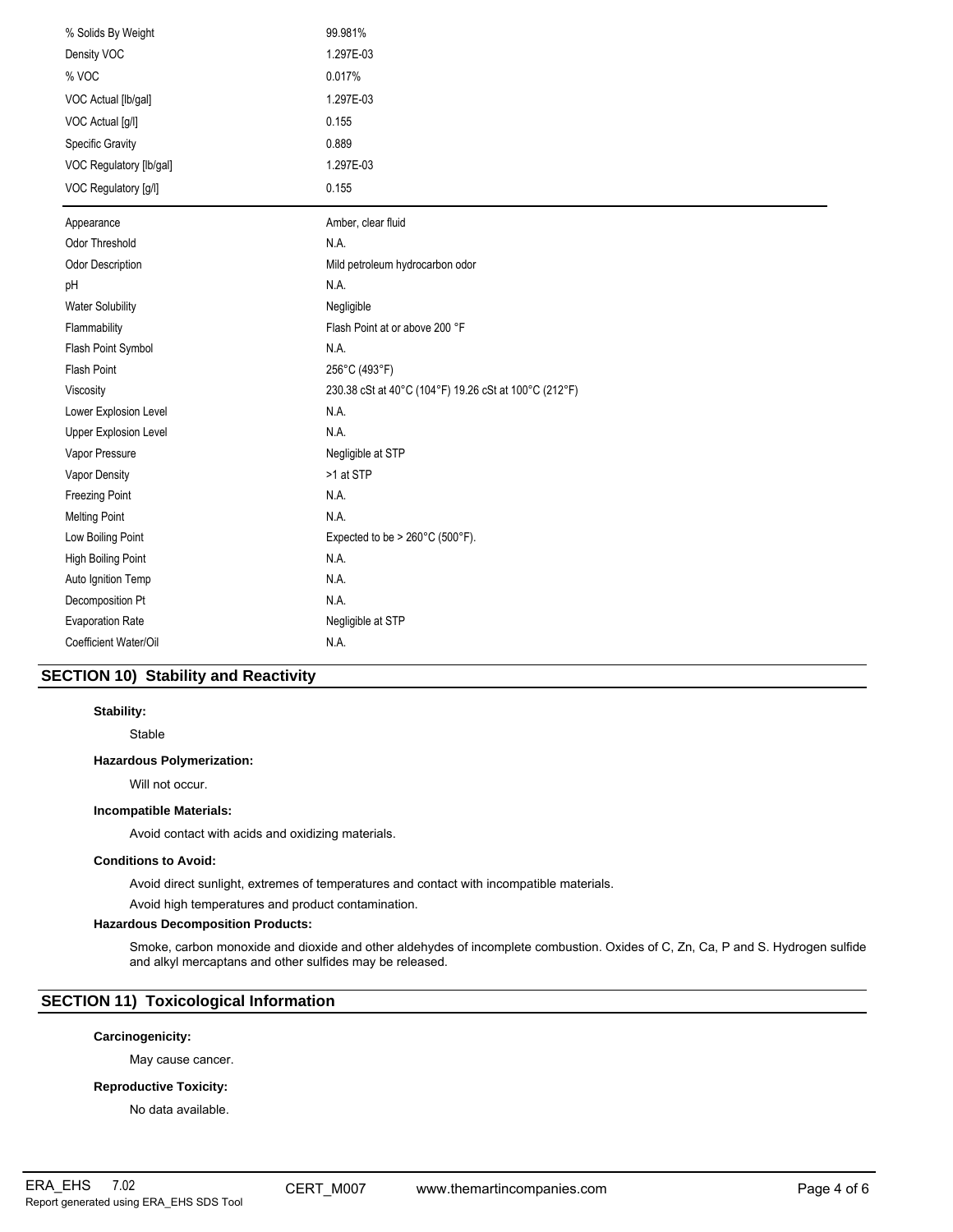| | |
|---|---|
| % Solids By Weight | 99.981% |
| Density VOC | 1.297E-03 |
| % VOC | 0.017% |
| VOC Actual [lb/gal] | 1.297E-03 |
| VOC Actual [g/l] | 0.155 |
| Specific Gravity | 0.889 |
| VOC Regulatory [lb/gal] | 1.297E-03 |
| VOC Regulatory [g/l] | 0.155 |

| | |
|---|---|
| Appearance | Amber, clear fluid |
| Odor Threshold | N.A. |
| Odor Description | Mild petroleum hydrocarbon odor |
| pH | N.A. |
| Water Solubility | Negligible |
| Flammability | Flash Point at or above 200 °F |
| Flash Point Symbol | N.A. |
| Flash Point | 256°C (493°F) |
| Viscosity | 230.38 cSt at 40°C (104°F) 19.26 cSt at 100°C (212°F) |
| Lower Explosion Level | N.A. |
| Upper Explosion Level | N.A. |
| Vapor Pressure | Negligible at STP |
| Vapor Density | >1 at STP |
| Freezing Point | N.A. |
| Melting Point | N.A. |
| Low Boiling Point | Expected to be > 260°C (500°F). |
| High Boiling Point | N.A. |
| Auto Ignition Temp | N.A. |
| Decomposition Pt | N.A. |
| Evaporation Rate | Negligible at STP |
| Coefficient Water/Oil | N.A. |

## SECTION 10) Stability and Reactivity

**Stability:**

Stable

**Hazardous Polymerization:**

Will not occur.

**Incompatible Materials:**

Avoid contact with acids and oxidizing materials.

**Conditions to Avoid:**

Avoid direct sunlight, extremes of temperatures and contact with incompatible materials.

Avoid high temperatures and product contamination.

**Hazardous Decomposition Products:**

Smoke, carbon monoxide and dioxide and other aldehydes of incomplete combustion. Oxides of C, Zn, Ca, P and S. Hydrogen sulfide and alkyl mercaptans and other sulfides may be released.

## SECTION 11) Toxicological Information

**Carcinogenicity:**

May cause cancer.

**Reproductive Toxicity:**

No data available.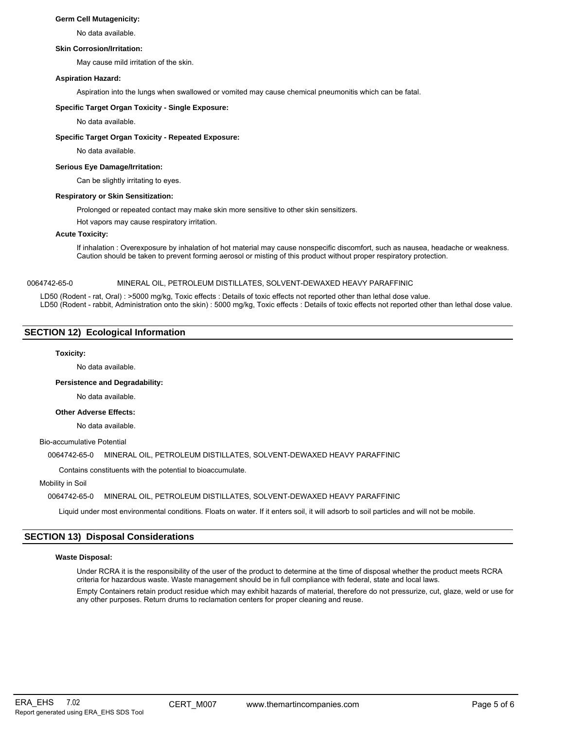**Germ Cell Mutagenicity:**

No data available.

**Skin Corrosion/Irritation:**

May cause mild irritation of the skin.

**Aspiration Hazard:**

Aspiration into the lungs when swallowed or vomited may cause chemical pneumonitis which can be fatal.

**Specific Target Organ Toxicity - Single Exposure:**

No data available.

**Specific Target Organ Toxicity - Repeated Exposure:**

No data available.

**Serious Eye Damage/Irritation:**

Can be slightly irritating to eyes.

**Respiratory or Skin Sensitization:**

Prolonged or repeated contact may make skin more sensitive to other skin sensitizers.

Hot vapors may cause respiratory irritation.

**Acute Toxicity:**

If inhalation : Overexposure by inhalation of hot material may cause nonspecific discomfort, such as nausea, headache or weakness. Caution should be taken to prevent forming aerosol or misting of this product without proper respiratory protection.

0064742-65-0 MINERAL OIL, PETROLEUM DISTILLATES, SOLVENT-DEWAXED HEAVY PARAFFINIC

LD50 (Rodent - rat, Oral) : >5000 mg/kg, Toxic effects : Details of toxic effects not reported other than lethal dose value.
LD50 (Rodent - rabbit, Administration onto the skin) : 5000 mg/kg, Toxic effects : Details of toxic effects not reported other than lethal dose value.

## SECTION 12) Ecological Information

**Toxicity:**

No data available.

**Persistence and Degradability:**

No data available.

**Other Adverse Effects:**

No data available.

Bio-accumulative Potential

0064742-65-0 MINERAL OIL, PETROLEUM DISTILLATES, SOLVENT-DEWAXED HEAVY PARAFFINIC

Contains constituents with the potential to bioaccumulate.

Mobility in Soil

0064742-65-0 MINERAL OIL, PETROLEUM DISTILLATES, SOLVENT-DEWAXED HEAVY PARAFFINIC

Liquid under most environmental conditions. Floats on water. If it enters soil, it will adsorb to soil particles and will not be mobile.

## SECTION 13) Disposal Considerations

**Waste Disposal:**

Under RCRA it is the responsibility of the user of the product to determine at the time of disposal whether the product meets RCRA criteria for hazardous waste. Waste management should be in full compliance with federal, state and local laws.

Empty Containers retain product residue which may exhibit hazards of material, therefore do not pressurize, cut, glaze, weld or use for any other purposes. Return drums to reclamation centers for proper cleaning and reuse.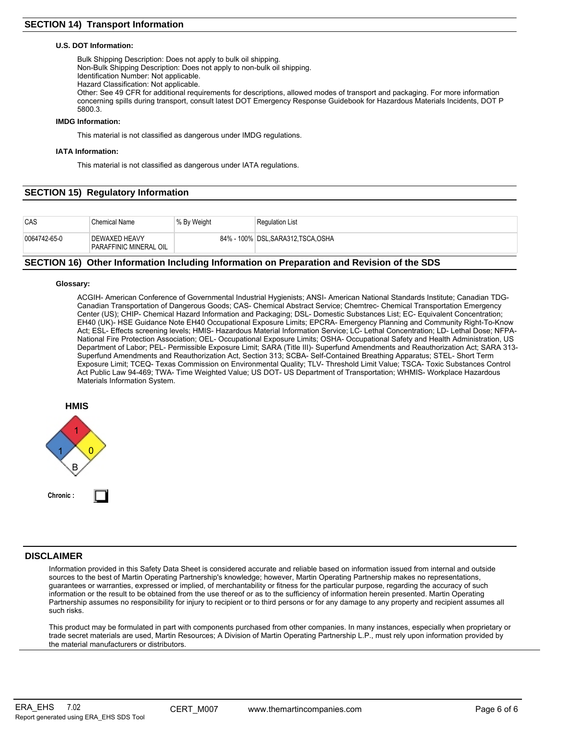## SECTION 14) Transport Information

**U.S. DOT Information:**

Bulk Shipping Description: Does not apply to bulk oil shipping.
Non-Bulk Shipping Description: Does not apply to non-bulk oil shipping.
Identification Number: Not applicable.
Hazard Classification: Not applicable.
Other: See 49 CFR for additional requirements for descriptions, allowed modes of transport and packaging. For more information concerning spills during transport, consult latest DOT Emergency Response Guidebook for Hazardous Materials Incidents, DOT P 5800.3.

**IMDG Information:**

This material is not classified as dangerous under IMDG regulations.

**IATA Information:**

This material is not classified as dangerous under IATA regulations.

## SECTION 15) Regulatory Information

| CAS | Chemical Name | % By Weight | Regulation List |
|---|---|---|---|
| 0064742-65-0 | DEWAXED HEAVY PARAFFINIC MINERAL OIL | 84% - 100% | DSL,SARA312,TSCA,OSHA |

## SECTION 16) Other Information Including Information on Preparation and Revision of the SDS

**Glossary:**

ACGIH- American Conference of Governmental Industrial Hygienists; ANSI- American National Standards Institute; Canadian TDG- Canadian Transportation of Dangerous Goods; CAS- Chemical Abstract Service; Chemtrec- Chemical Transportation Emergency Center (US); CHIP- Chemical Hazard Information and Packaging; DSL- Domestic Substances List; EC- Equivalent Concentration; EH40 (UK)- HSE Guidance Note EH40 Occupational Exposure Limits; EPCRA- Emergency Planning and Community Right-To-Know Act; ESL- Effects screening levels; HMIS- Hazardous Material Information Service; LC- Lethal Concentration; LD- Lethal Dose; NFPA- National Fire Protection Association; OEL- Occupational Exposure Limits; OSHA- Occupational Safety and Health Administration, US Department of Labor; PEL- Permissible Exposure Limit; SARA (Title III)- Superfund Amendments and Reauthorization Act; SARA 313- Superfund Amendments and Reauthorization Act, Section 313; SCBA- Self-Contained Breathing Apparatus; STEL- Short Term Exposure Limit; TCEQ- Texas Commission on Environmental Quality; TLV- Threshold Limit Value; TSCA- Toxic Substances Control Act Public Law 94-469; TWA- Time Weighted Value; US DOT- US Department of Transportation; WHMIS- Workplace Hazardous Materials Information System.

**HMIS**

1
1
0
B

**Chronic :** ☐

## DISCLAIMER

Information provided in this Safety Data Sheet is considered accurate and reliable based on information issued from internal and outside sources to the best of Martin Operating Partnership's knowledge; however, Martin Operating Partnership makes no representations, guarantees or warranties, expressed or implied, of merchantability or fitness for the particular purpose, regarding the accuracy of such information or the result to be obtained from the use thereof or as to the sufficiency of information herein presented. Martin Operating Partnership assumes no responsibility for injury to recipient or to third persons or for any damage to any property and recipient assumes all such risks.

This product may be formulated in part with components purchased from other companies. In many instances, especially when proprietary or trade secret materials are used, Martin Resources; A Division of Martin Operating Partnership L.P., must rely upon information provided by the material manufacturers or distributors.